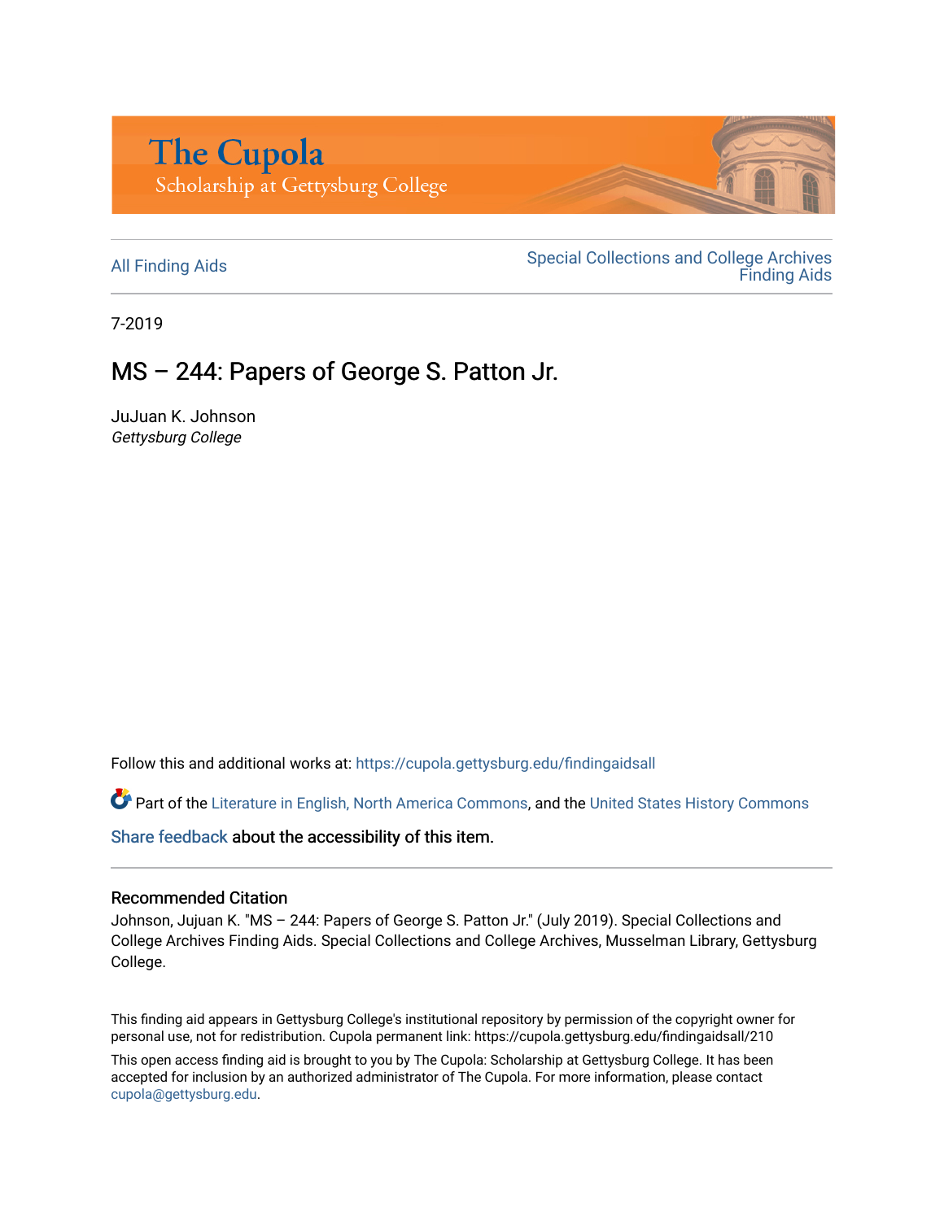The Cupola
Scholarship at Gettysburg College

All Finding Aids

Special Collections and College Archives Finding Aids

7-2019

# MS – 244: Papers of George S. Patton Jr.

JuJuan K. Johnson
*Gettysburg College*

Follow this and additional works at: https://cupola.gettysburg.edu/findingaidsall

Part of the Literature in English, North America Commons, and the United States History Commons

Share feedback about the accessibility of this item.

### Recommended Citation

Johnson, Jujuan K. "MS – 244: Papers of George S. Patton Jr." (July 2019). Special Collections and College Archives Finding Aids. Special Collections and College Archives, Musselman Library, Gettysburg College.

This finding aid appears in Gettysburg College's institutional repository by permission of the copyright owner for personal use, not for redistribution. Cupola permanent link: https://cupola.gettysburg.edu/findingaidsall/210

This open access finding aid is brought to you by The Cupola: Scholarship at Gettysburg College. It has been accepted for inclusion by an authorized administrator of The Cupola. For more information, please contact cupola@gettysburg.edu.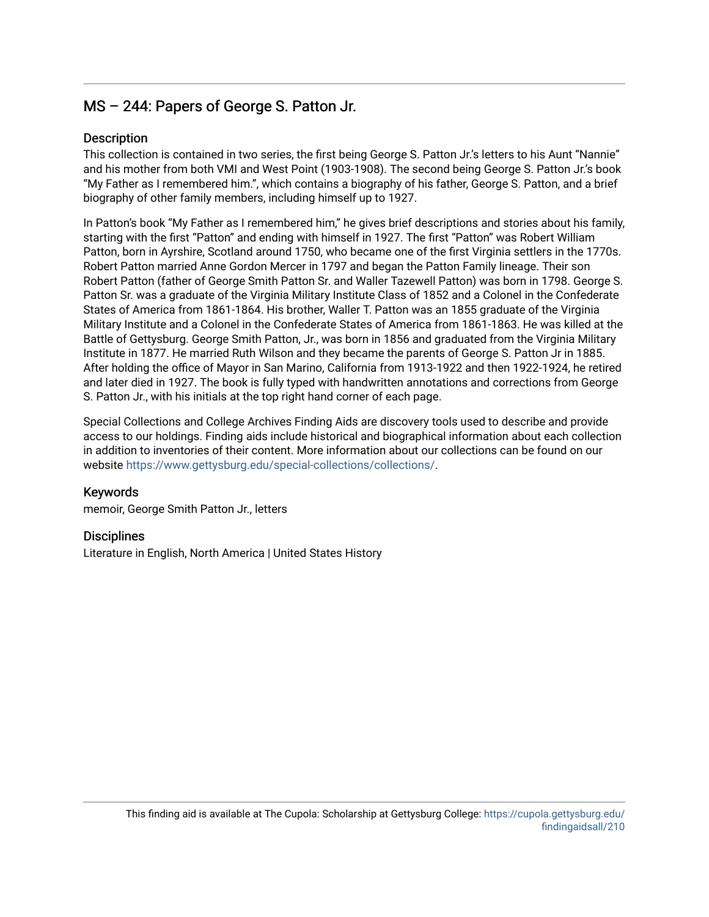## MS – 244: Papers of George S. Patton Jr.

### Description

This collection is contained in two series, the first being George S. Patton Jr.'s letters to his Aunt "Nannie" and his mother from both VMI and West Point (1903-1908). The second being George S. Patton Jr.'s book "My Father as I remembered him.", which contains a biography of his father, George S. Patton, and a brief biography of other family members, including himself up to 1927.

In Patton's book "My Father as I remembered him," he gives brief descriptions and stories about his family, starting with the first "Patton" and ending with himself in 1927. The first "Patton" was Robert William Patton, born in Ayrshire, Scotland around 1750, who became one of the first Virginia settlers in the 1770s. Robert Patton married Anne Gordon Mercer in 1797 and began the Patton Family lineage. Their son Robert Patton (father of George Smith Patton Sr. and Waller Tazewell Patton) was born in 1798. George S. Patton Sr. was a graduate of the Virginia Military Institute Class of 1852 and a Colonel in the Confederate States of America from 1861-1864. His brother, Waller T. Patton was an 1855 graduate of the Virginia Military Institute and a Colonel in the Confederate States of America from 1861-1863. He was killed at the Battle of Gettysburg. George Smith Patton, Jr., was born in 1856 and graduated from the Virginia Military Institute in 1877. He married Ruth Wilson and they became the parents of George S. Patton Jr in 1885. After holding the office of Mayor in San Marino, California from 1913-1922 and then 1922-1924, he retired and later died in 1927. The book is fully typed with handwritten annotations and corrections from George S. Patton Jr., with his initials at the top right hand corner of each page.

Special Collections and College Archives Finding Aids are discovery tools used to describe and provide access to our holdings. Finding aids include historical and biographical information about each collection in addition to inventories of their content. More information about our collections can be found on our website https://www.gettysburg.edu/special-collections/collections/.

### Keywords

memoir, George Smith Patton Jr., letters

### Disciplines

Literature in English, North America | United States History

This finding aid is available at The Cupola: Scholarship at Gettysburg College: https://cupola.gettysburg.edu/findingaidsall/210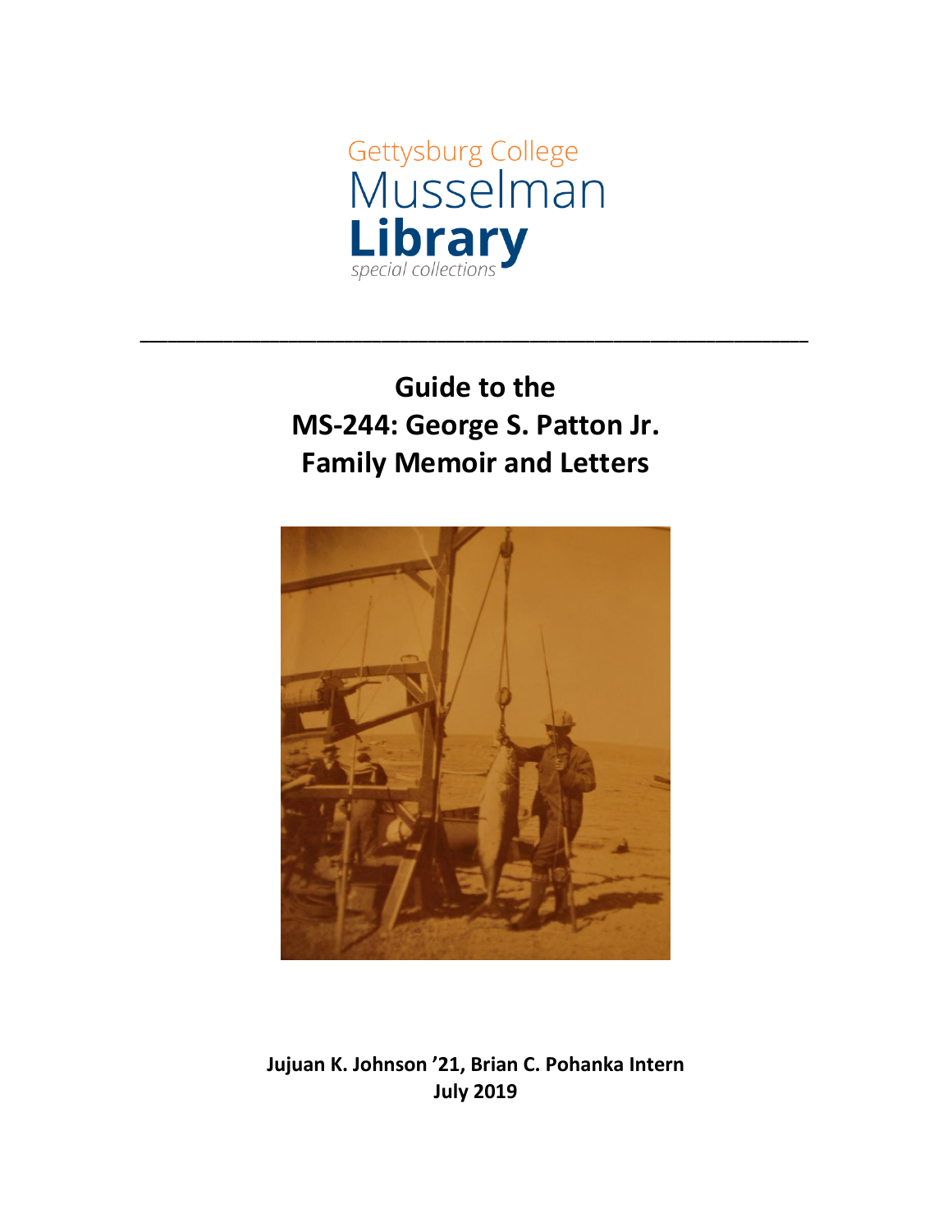Gettysburg College
Musselman
**Library**
*special collections*

---

# Guide to the MS-244: George S. Patton Jr. Family Memoir and Letters

**Jujuan K. Johnson ’21, Brian C. Pohanka Intern**
**July 2019**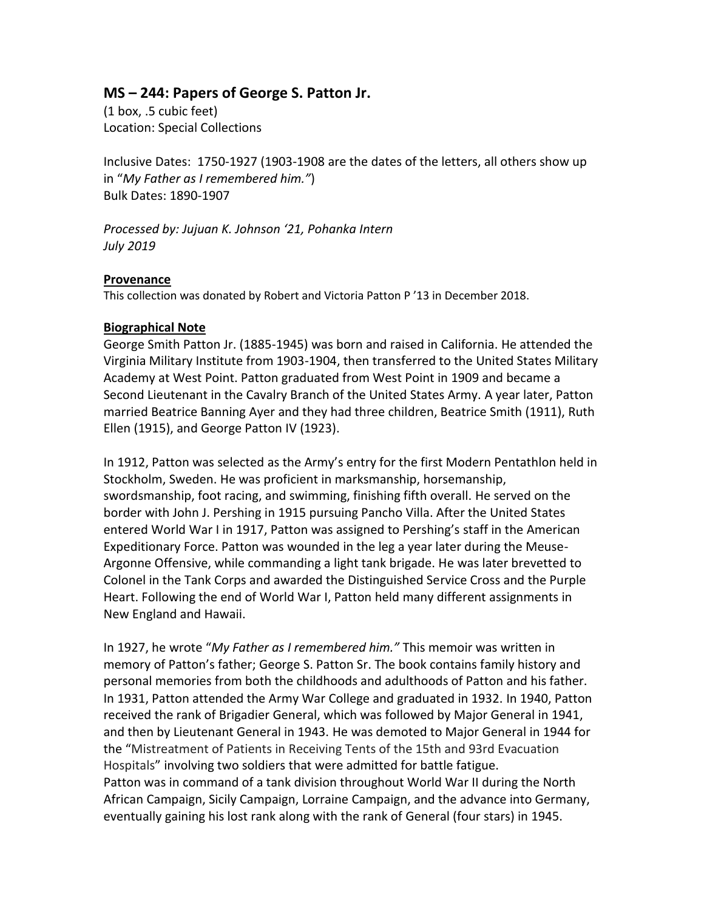## MS – 244: Papers of George S. Patton Jr.

(1 box, .5 cubic feet)
Location: Special Collections

Inclusive Dates: 1750-1927 (1903-1908 are the dates of the letters, all others show up in "*My Father as I remembered him."*)
Bulk Dates: 1890-1907

*Processed by: Jujuan K. Johnson '21, Pohanka Intern*
*July 2019*

**Provenance**

This collection was donated by Robert and Victoria Patton P '13 in December 2018.

**Biographical Note**

George Smith Patton Jr. (1885-1945) was born and raised in California. He attended the Virginia Military Institute from 1903-1904, then transferred to the United States Military Academy at West Point. Patton graduated from West Point in 1909 and became a Second Lieutenant in the Cavalry Branch of the United States Army. A year later, Patton married Beatrice Banning Ayer and they had three children, Beatrice Smith (1911), Ruth Ellen (1915), and George Patton IV (1923).

In 1912, Patton was selected as the Army's entry for the first Modern Pentathlon held in Stockholm, Sweden. He was proficient in marksmanship, horsemanship, swordsmanship, foot racing, and swimming, finishing fifth overall. He served on the border with John J. Pershing in 1915 pursuing Pancho Villa. After the United States entered World War I in 1917, Patton was assigned to Pershing's staff in the American Expeditionary Force. Patton was wounded in the leg a year later during the Meuse-Argonne Offensive, while commanding a light tank brigade. He was later brevetted to Colonel in the Tank Corps and awarded the Distinguished Service Cross and the Purple Heart. Following the end of World War I, Patton held many different assignments in New England and Hawaii.

In 1927, he wrote "*My Father as I remembered him."* This memoir was written in memory of Patton's father; George S. Patton Sr. The book contains family history and personal memories from both the childhoods and adulthoods of Patton and his father. In 1931, Patton attended the Army War College and graduated in 1932. In 1940, Patton received the rank of Brigadier General, which was followed by Major General in 1941, and then by Lieutenant General in 1943. He was demoted to Major General in 1944 for the "Mistreatment of Patients in Receiving Tents of the 15th and 93rd Evacuation Hospitals" involving two soldiers that were admitted for battle fatigue.
Patton was in command of a tank division throughout World War II during the North African Campaign, Sicily Campaign, Lorraine Campaign, and the advance into Germany, eventually gaining his lost rank along with the rank of General (four stars) in 1945.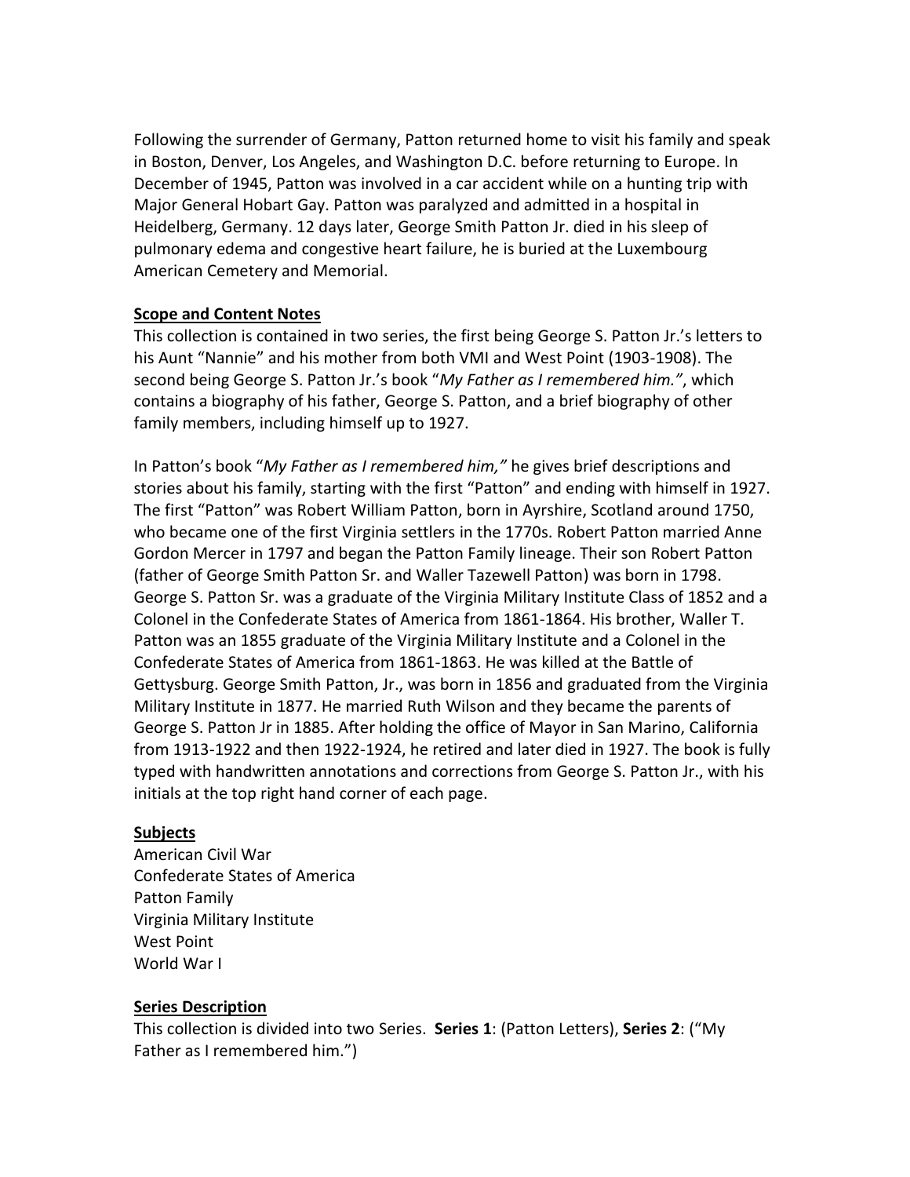Following the surrender of Germany, Patton returned home to visit his family and speak in Boston, Denver, Los Angeles, and Washington D.C. before returning to Europe. In December of 1945, Patton was involved in a car accident while on a hunting trip with Major General Hobart Gay. Patton was paralyzed and admitted in a hospital in Heidelberg, Germany. 12 days later, George Smith Patton Jr. died in his sleep of pulmonary edema and congestive heart failure, he is buried at the Luxembourg American Cemetery and Memorial.

**Scope and Content Notes**

This collection is contained in two series, the first being George S. Patton Jr.'s letters to his Aunt "Nannie" and his mother from both VMI and West Point (1903-1908). The second being George S. Patton Jr.'s book "*My Father as I remembered him."*, which contains a biography of his father, George S. Patton, and a brief biography of other family members, including himself up to 1927.

In Patton's book "*My Father as I remembered him,"* he gives brief descriptions and stories about his family, starting with the first "Patton" and ending with himself in 1927. The first "Patton" was Robert William Patton, born in Ayrshire, Scotland around 1750, who became one of the first Virginia settlers in the 1770s. Robert Patton married Anne Gordon Mercer in 1797 and began the Patton Family lineage. Their son Robert Patton (father of George Smith Patton Sr. and Waller Tazewell Patton) was born in 1798. George S. Patton Sr. was a graduate of the Virginia Military Institute Class of 1852 and a Colonel in the Confederate States of America from 1861-1864. His brother, Waller T. Patton was an 1855 graduate of the Virginia Military Institute and a Colonel in the Confederate States of America from 1861-1863. He was killed at the Battle of Gettysburg. George Smith Patton, Jr., was born in 1856 and graduated from the Virginia Military Institute in 1877. He married Ruth Wilson and they became the parents of George S. Patton Jr in 1885. After holding the office of Mayor in San Marino, California from 1913-1922 and then 1922-1924, he retired and later died in 1927. The book is fully typed with handwritten annotations and corrections from George S. Patton Jr., with his initials at the top right hand corner of each page.

**Subjects**

American Civil War
Confederate States of America
Patton Family
Virginia Military Institute
West Point
World War I

**Series Description**

This collection is divided into two Series. **Series 1**: (Patton Letters), **Series 2**: ("My Father as I remembered him.")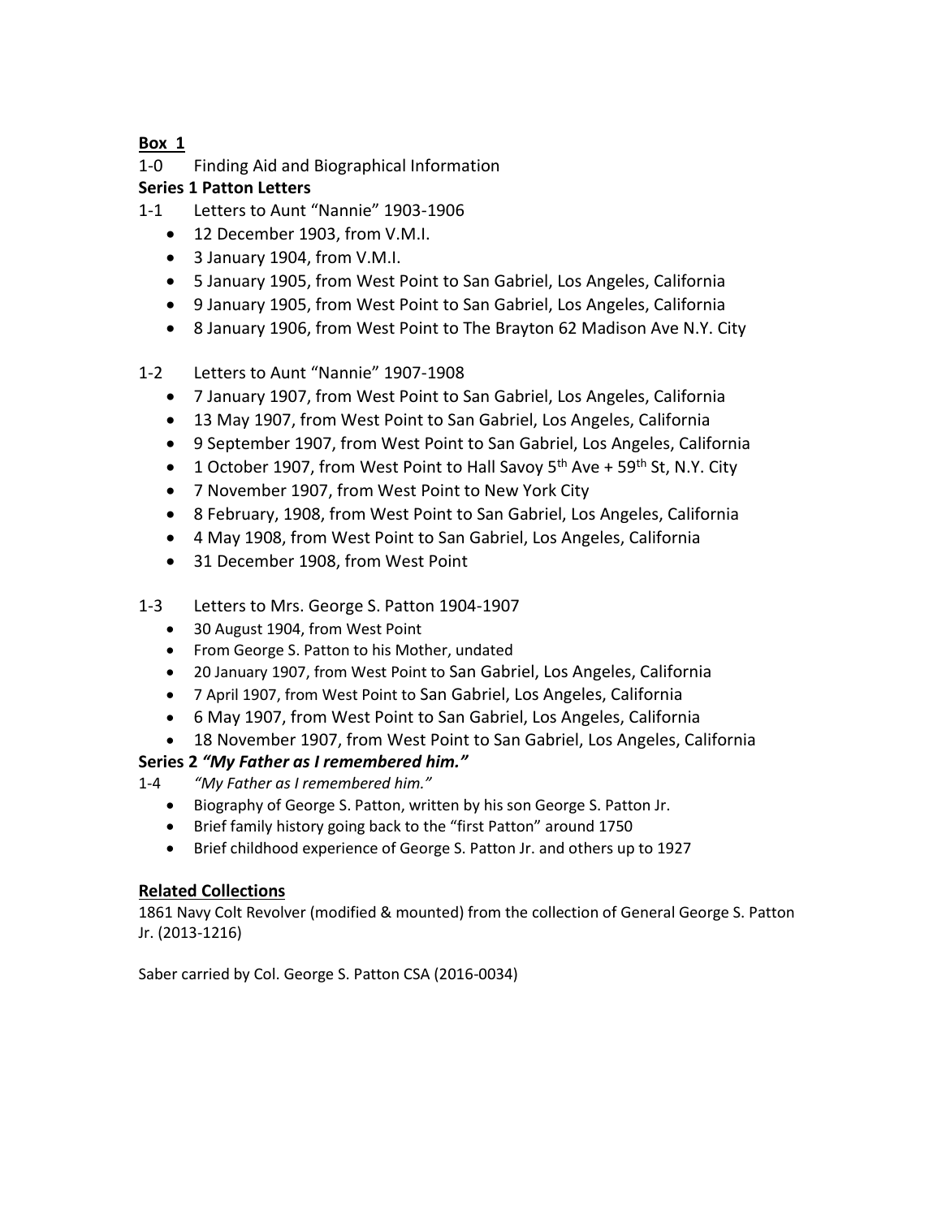**Box 1**

1-0 Finding Aid and Biographical Information

**Series 1 Patton Letters**

1-1 Letters to Aunt "Nannie" 1903-1906

- 12 December 1903, from V.M.I.
- 3 January 1904, from V.M.I.
- 5 January 1905, from West Point to San Gabriel, Los Angeles, California
- 9 January 1905, from West Point to San Gabriel, Los Angeles, California
- 8 January 1906, from West Point to The Brayton 62 Madison Ave N.Y. City

1-2 Letters to Aunt "Nannie" 1907-1908

- 7 January 1907, from West Point to San Gabriel, Los Angeles, California
- 13 May 1907, from West Point to San Gabriel, Los Angeles, California
- 9 September 1907, from West Point to San Gabriel, Los Angeles, California
- 1 October 1907, from West Point to Hall Savoy 5th Ave + 59th St, N.Y. City
- 7 November 1907, from West Point to New York City
- 8 February, 1908, from West Point to San Gabriel, Los Angeles, California
- 4 May 1908, from West Point to San Gabriel, Los Angeles, California
- 31 December 1908, from West Point

1-3 Letters to Mrs. George S. Patton 1904-1907

- 30 August 1904, from West Point
- From George S. Patton to his Mother, undated
- 20 January 1907, from West Point to San Gabriel, Los Angeles, California
- 7 April 1907, from West Point to San Gabriel, Los Angeles, California
- 6 May 1907, from West Point to San Gabriel, Los Angeles, California
- 18 November 1907, from West Point to San Gabriel, Los Angeles, California

**Series 2 *"My Father as I remembered him."***

1-4 *"My Father as I remembered him."*

- Biography of George S. Patton, written by his son George S. Patton Jr.
- Brief family history going back to the "first Patton" around 1750
- Brief childhood experience of George S. Patton Jr. and others up to 1927

**Related Collections**

1861 Navy Colt Revolver (modified & mounted) from the collection of General George S. Patton Jr. (2013-1216)

Saber carried by Col. George S. Patton CSA (2016-0034)